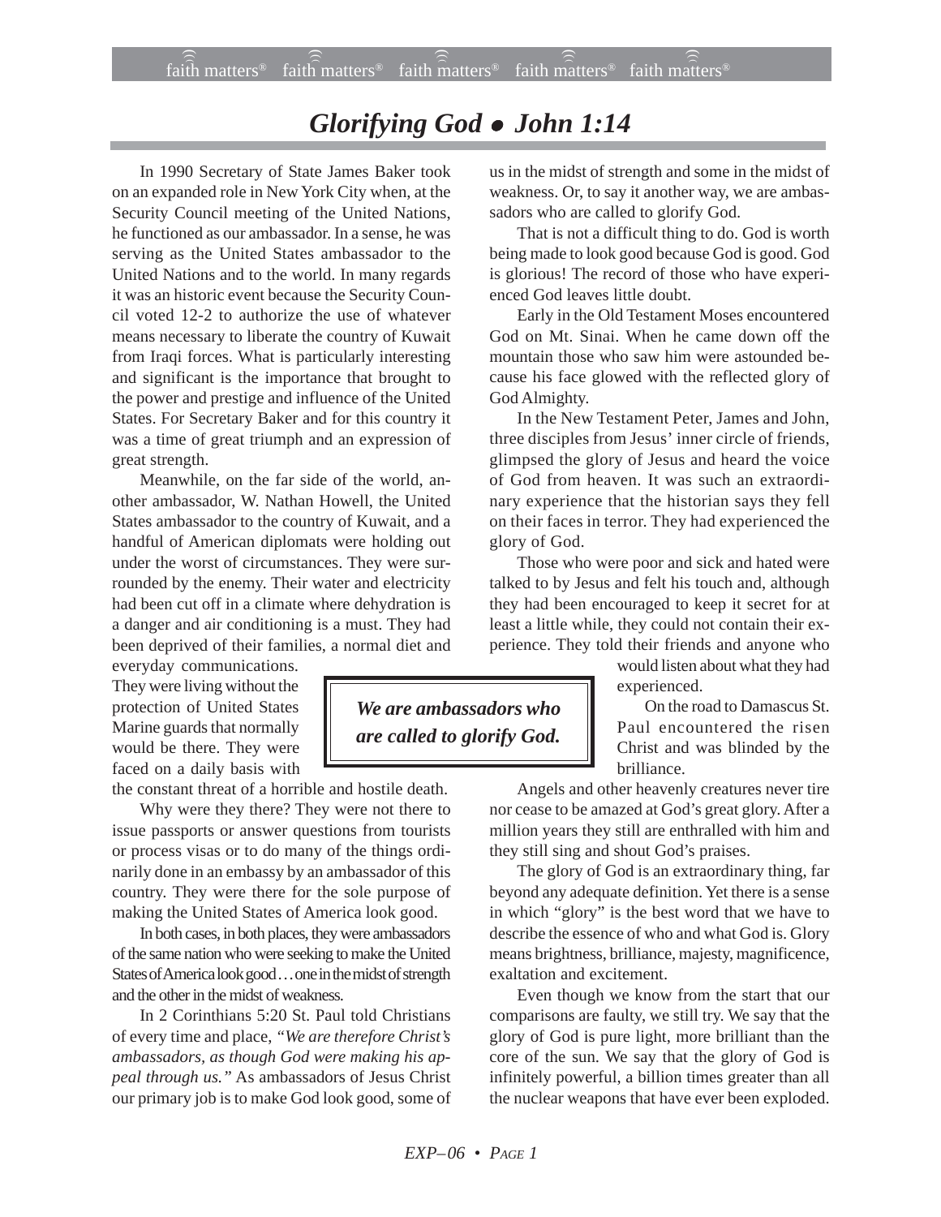# *Glorifying God • John 1:14*

In 1990 Secretary of State James Baker took on an expanded role in New York City when, at the Security Council meeting of the United Nations, he functioned as our ambassador. In a sense, he was serving as the United States ambassador to the United Nations and to the world. In many regards it was an historic event because the Security Council voted 12-2 to authorize the use of whatever means necessary to liberate the country of Kuwait from Iraqi forces. What is particularly interesting and significant is the importance that brought to the power and prestige and influence of the United States. For Secretary Baker and for this country it was a time of great triumph and an expression of great strength.

Meanwhile, on the far side of the world, another ambassador, W. Nathan Howell, the United States ambassador to the country of Kuwait, and a handful of American diplomats were holding out under the worst of circumstances. They were surrounded by the enemy. Their water and electricity had been cut off in a climate where dehydration is a danger and air conditioning is a must. They had been deprived of their families, a normal diet and everyday communications. They were living without the protection of United States Marine guards that normally would be there. They were faced on a daily basis with the constant threat of a horrible and hostile death.

Why were they there? They were not there to issue passports or answer questions from tourists or process visas or to do many of the things ordinarily done in an embassy by an ambassador of this country. They were there for the sole purpose of making the United States of America look good.

In both cases, in both places, they were ambassadors of the same nation who were seeking to make the United States of America look good…one in the midst of strength and the other in the midst of weakness.

In 2 Corinthians 5:20 St. Paul told Christians of every time and place, *"We are therefore Christ's ambassadors, as though God were making his appeal through us."* As ambassadors of Jesus Christ our primary job is to make God look good, some of us in the midst of strength and some in the midst of weakness. Or, to say it another way, we are ambassadors who are called to glorify God.

> ***We are ambassadors who are called to glorify God.***

That is not a difficult thing to do. God is worth being made to look good because God is good. God is glorious! The record of those who have experienced God leaves little doubt.

Early in the Old Testament Moses encountered God on Mt. Sinai. When he came down off the mountain those who saw him were astounded because his face glowed with the reflected glory of God Almighty.

In the New Testament Peter, James and John, three disciples from Jesus' inner circle of friends, glimpsed the glory of Jesus and heard the voice of God from heaven. It was such an extraordinary experience that the historian says they fell on their faces in terror. They had experienced the glory of God.

Those who were poor and sick and hated were talked to by Jesus and felt his touch and, although they had been encouraged to keep it secret for at least a little while, they could not contain their experience. They told their friends and anyone who would listen about what they had experienced.

On the road to Damascus St. Paul encountered the risen Christ and was blinded by the brilliance.

Angels and other heavenly creatures never tire nor cease to be amazed at God's great glory. After a million years they still are enthralled with him and they still sing and shout God's praises.

The glory of God is an extraordinary thing, far beyond any adequate definition. Yet there is a sense in which "glory" is the best word that we have to describe the essence of who and what God is. Glory means brightness, brilliance, majesty, magnificence, exaltation and excitement.

Even though we know from the start that our comparisons are faulty, we still try. We say that the glory of God is pure light, more brilliant than the core of the sun. We say that the glory of God is infinitely powerful, a billion times greater than all the nuclear weapons that have ever been exploded.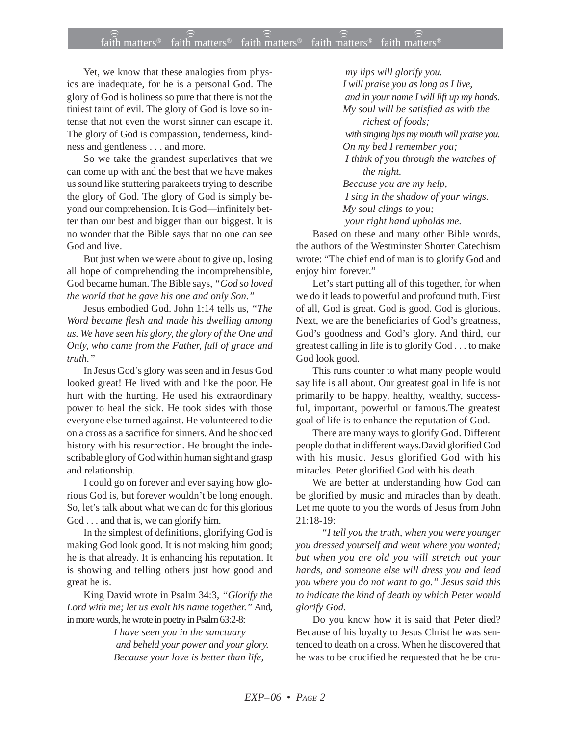Yet, we know that these analogies from physics are inadequate, for he is a personal God. The glory of God is holiness so pure that there is not the tiniest taint of evil. The glory of God is love so intense that not even the worst sinner can escape it. The glory of God is compassion, tenderness, kindness and gentleness . . . and more.

So we take the grandest superlatives that we can come up with and the best that we have makes us sound like stuttering parakeets trying to describe the glory of God. The glory of God is simply beyond our comprehension. It is God—infinitely better than our best and bigger than our biggest. It is no wonder that the Bible says that no one can see God and live.

But just when we were about to give up, losing all hope of comprehending the incomprehensible, God became human. The Bible says, *"God so loved the world that he gave his one and only Son."*

Jesus embodied God. John 1:14 tells us, *"The Word became flesh and made his dwelling among us. We have seen his glory, the glory of the One and Only, who came from the Father, full of grace and truth."*

In Jesus God's glory was seen and in Jesus God looked great! He lived with and like the poor. He hurt with the hurting. He used his extraordinary power to heal the sick. He took sides with those everyone else turned against. He volunteered to die on a cross as a sacrifice for sinners. And he shocked history with his resurrection. He brought the indescribable glory of God within human sight and grasp and relationship.

I could go on forever and ever saying how glorious God is, but forever wouldn't be long enough. So, let's talk about what we can do for this glorious God . . . and that is, we can glorify him.

In the simplest of definitions, glorifying God is making God look good. It is not making him good; he is that already. It is enhancing his reputation. It is showing and telling others just how good and great he is.

King David wrote in Psalm 34:3, *"Glorify the Lord with me; let us exalt his name together."* And, in more words, he wrote in poetry in Psalm 63:2-8:

> *I have seen you in the sanctuary*
> *and beheld your power and your glory.*
> *Because your love is better than life,*
> *my lips will glorify you.*
> *I will praise you as long as I live,*
> *and in your name I will lift up my hands.*
> *My soul will be satisfied as with the richest of foods;*
> *with singing lips my mouth will praise you.*
> *On my bed I remember you;*
> *I think of you through the watches of the night.*
> *Because you are my help,*
> *I sing in the shadow of your wings.*
> *My soul clings to you;*
> *your right hand upholds me.*

Based on these and many other Bible words, the authors of the Westminster Shorter Catechism wrote: "The chief end of man is to glorify God and enjoy him forever."

Let's start putting all of this together, for when we do it leads to powerful and profound truth. First of all, God is great. God is good. God is glorious. Next, we are the beneficiaries of God's greatness, God's goodness and God's glory. And third, our greatest calling in life is to glorify God . . . to make God look good.

This runs counter to what many people would say life is all about. Our greatest goal in life is not primarily to be happy, healthy, wealthy, successful, important, powerful or famous.The greatest goal of life is to enhance the reputation of God.

There are many ways to glorify God. Different people do that in different ways.David glorified God with his music. Jesus glorified God with his miracles. Peter glorified God with his death.

We are better at understanding how God can be glorified by music and miracles than by death. Let me quote to you the words of Jesus from John 21:18-19:

*"I tell you the truth, when you were younger you dressed yourself and went where you wanted; but when you are old you will stretch out your hands, and someone else will dress you and lead you where you do not want to go." Jesus said this to indicate the kind of death by which Peter would glorify God.*

Do you know how it is said that Peter died? Because of his loyalty to Jesus Christ he was sentenced to death on a cross. When he discovered that he was to be crucified he requested that he be cru-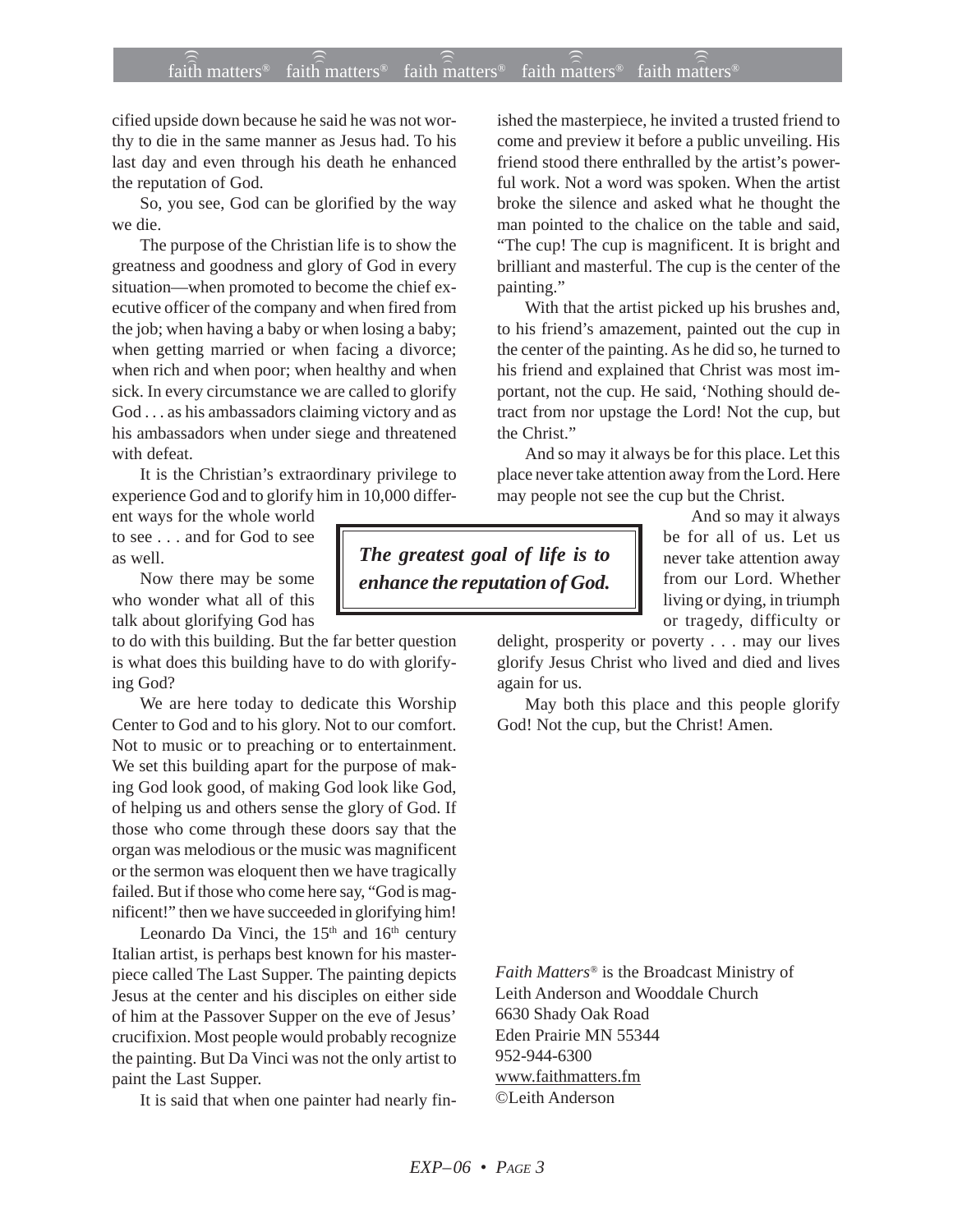cified upside down because he said he was not worthy to die in the same manner as Jesus had. To his last day and even through his death he enhanced the reputation of God.

So, you see, God can be glorified by the way we die.

The purpose of the Christian life is to show the greatness and goodness and glory of God in every situation—when promoted to become the chief executive officer of the company and when fired from the job; when having a baby or when losing a baby; when getting married or when facing a divorce; when rich and when poor; when healthy and when sick. In every circumstance we are called to glorify God . . . as his ambassadors claiming victory and as his ambassadors when under siege and threatened with defeat.

It is the Christian's extraordinary privilege to experience God and to glorify him in 10,000 different ways for the whole world to see . . . and for God to see as well.

Now there may be some who wonder what all of this talk about glorifying God has to do with this building. But the far better question is what does this building have to do with glorifying God?

We are here today to dedicate this Worship Center to God and to his glory. Not to our comfort. Not to music or to preaching or to entertainment. We set this building apart for the purpose of making God look good, of making God look like God, of helping us and others sense the glory of God. If those who come through these doors say that the organ was melodious or the music was magnificent or the sermon was eloquent then we have tragically failed. But if those who come here say, "God is magnificent!" then we have succeeded in glorifying him!

Leonardo Da Vinci, the 15th and 16th century Italian artist, is perhaps best known for his masterpiece called The Last Supper. The painting depicts Jesus at the center and his disciples on either side of him at the Passover Supper on the eve of Jesus' crucifixion. Most people would probably recognize the painting. But Da Vinci was not the only artist to paint the Last Supper.

It is said that when one painter had nearly finished the masterpiece, he invited a trusted friend to come and preview it before a public unveiling. His friend stood there enthralled by the artist's powerful work. Not a word was spoken. When the artist broke the silence and asked what he thought the man pointed to the chalice on the table and said, "The cup! The cup is magnificent. It is bright and brilliant and masterful. The cup is the center of the painting."

With that the artist picked up his brushes and, to his friend's amazement, painted out the cup in the center of the painting. As he did so, he turned to his friend and explained that Christ was most important, not the cup. He said, 'Nothing should detract from nor upstage the Lord! Not the cup, but the Christ."

And so may it always be for this place. Let this place never take attention away from the Lord. Here may people not see the cup but the Christ.

***The greatest goal of life is to enhance the reputation of God.***

And so may it always be for all of us. Let us never take attention away from our Lord. Whether living or dying, in triumph or tragedy, difficulty or delight, prosperity or poverty . . . may our lives glorify Jesus Christ who lived and died and lives again for us.

May both this place and this people glorify God! Not the cup, but the Christ! Amen.

*Faith Matters®* is the Broadcast Ministry of
Leith Anderson and Wooddale Church
6630 Shady Oak Road
Eden Prairie MN 55344
952-944-6300
www.faithmatters.fm
©Leith Anderson